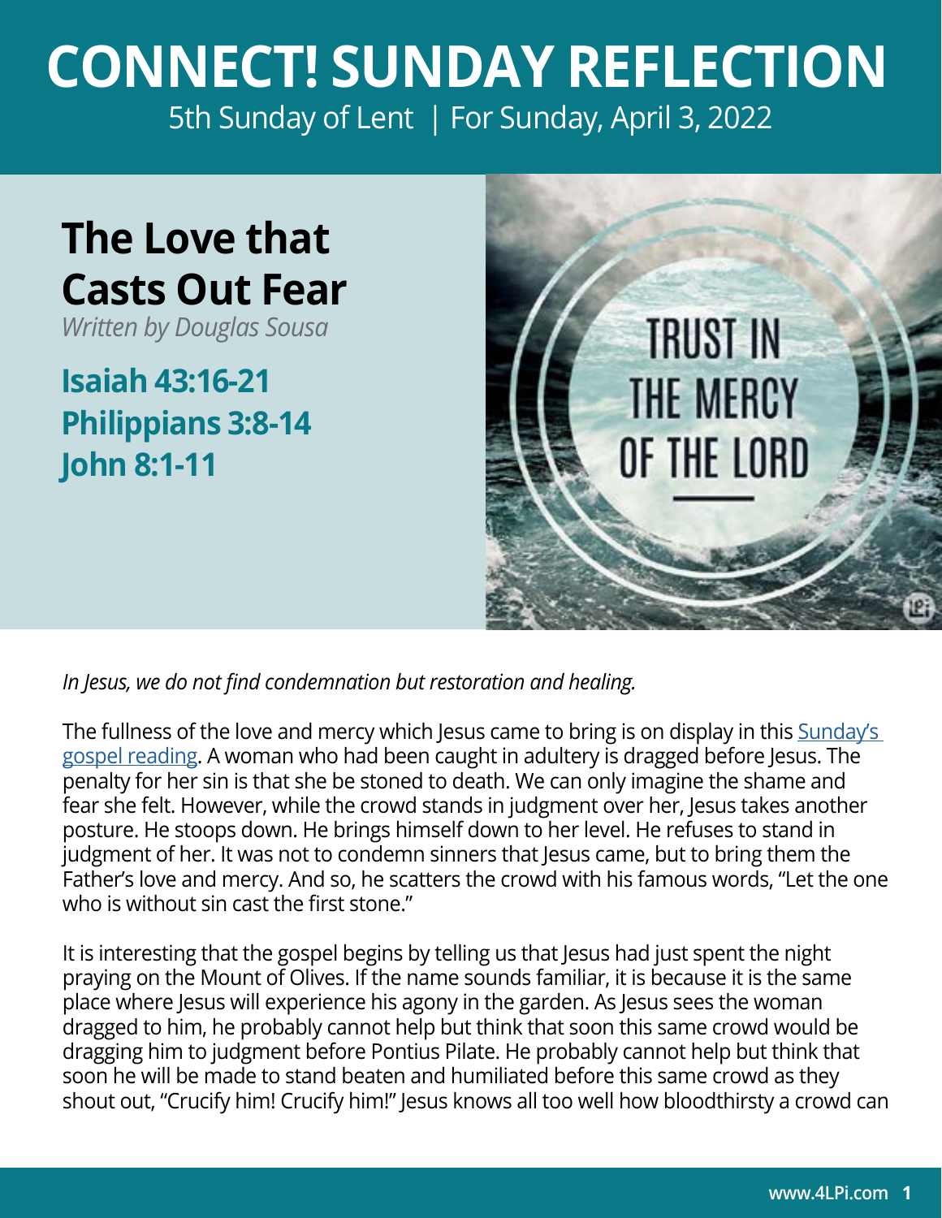# CONNECT! SUNDAY REFLECTION

5th Sunday of Lent | For Sunday, April 3, 2022

## The Love that Casts Out Fear

*Written by Douglas Sousa*

### Isaiah 43:16-21
### Philippians 3:8-14
### John 8:1-11

*In Jesus, we do not find condemnation but restoration and healing.*

The fullness of the love and mercy which Jesus came to bring is on display in this Sunday's gospel reading. A woman who had been caught in adultery is dragged before Jesus. The penalty for her sin is that she be stoned to death. We can only imagine the shame and fear she felt. However, while the crowd stands in judgment over her, Jesus takes another posture. He stoops down. He brings himself down to her level. He refuses to stand in judgment of her. It was not to condemn sinners that Jesus came, but to bring them the Father's love and mercy. And so, he scatters the crowd with his famous words, "Let the one who is without sin cast the first stone."

It is interesting that the gospel begins by telling us that Jesus had just spent the night praying on the Mount of Olives. If the name sounds familiar, it is because it is the same place where Jesus will experience his agony in the garden. As Jesus sees the woman dragged to him, he probably cannot help but think that soon this same crowd would be dragging him to judgment before Pontius Pilate. He probably cannot help but think that soon he will be made to stand beaten and humiliated before this same crowd as they shout out, "Crucify him! Crucify him!" Jesus knows all too well how bloodthirsty a crowd can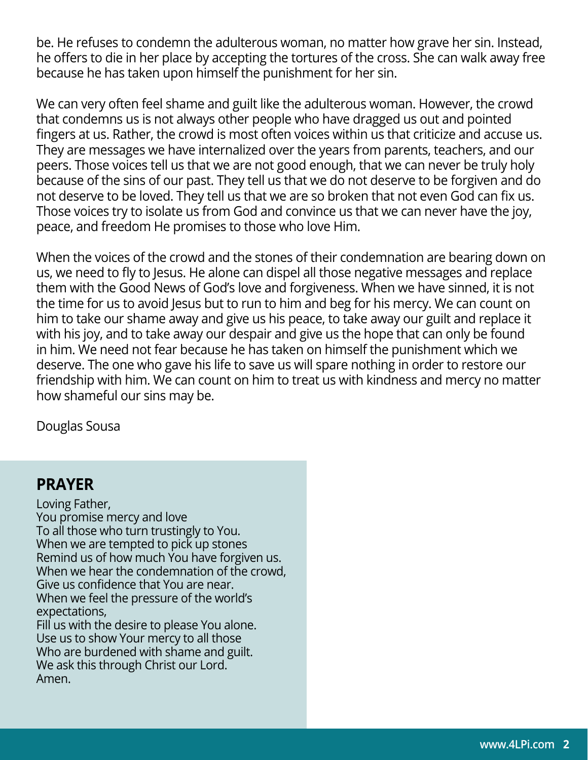be. He refuses to condemn the adulterous woman, no matter how grave her sin. Instead, he offers to die in her place by accepting the tortures of the cross. She can walk away free because he has taken upon himself the punishment for her sin.

We can very often feel shame and guilt like the adulterous woman. However, the crowd that condemns us is not always other people who have dragged us out and pointed fingers at us. Rather, the crowd is most often voices within us that criticize and accuse us. They are messages we have internalized over the years from parents, teachers, and our peers. Those voices tell us that we are not good enough, that we can never be truly holy because of the sins of our past. They tell us that we do not deserve to be forgiven and do not deserve to be loved. They tell us that we are so broken that not even God can fix us. Those voices try to isolate us from God and convince us that we can never have the joy, peace, and freedom He promises to those who love Him.

When the voices of the crowd and the stones of their condemnation are bearing down on us, we need to fly to Jesus. He alone can dispel all those negative messages and replace them with the Good News of God's love and forgiveness. When we have sinned, it is not the time for us to avoid Jesus but to run to him and beg for his mercy. We can count on him to take our shame away and give us his peace, to take away our guilt and replace it with his joy, and to take away our despair and give us the hope that can only be found in him. We need not fear because he has taken on himself the punishment which we deserve. The one who gave his life to save us will spare nothing in order to restore our friendship with him. We can count on him to treat us with kindness and mercy no matter how shameful our sins may be.

Douglas Sousa

## PRAYER

Loving Father,
You promise mercy and love
To all those who turn trustingly to You.
When we are tempted to pick up stones
Remind us of how much You have forgiven us.
When we hear the condemnation of the crowd,
Give us confidence that You are near.
When we feel the pressure of the world's expectations,
Fill us with the desire to please You alone.
Use us to show Your mercy to all those
Who are burdened with shame and guilt.
We ask this through Christ our Lord.
Amen.